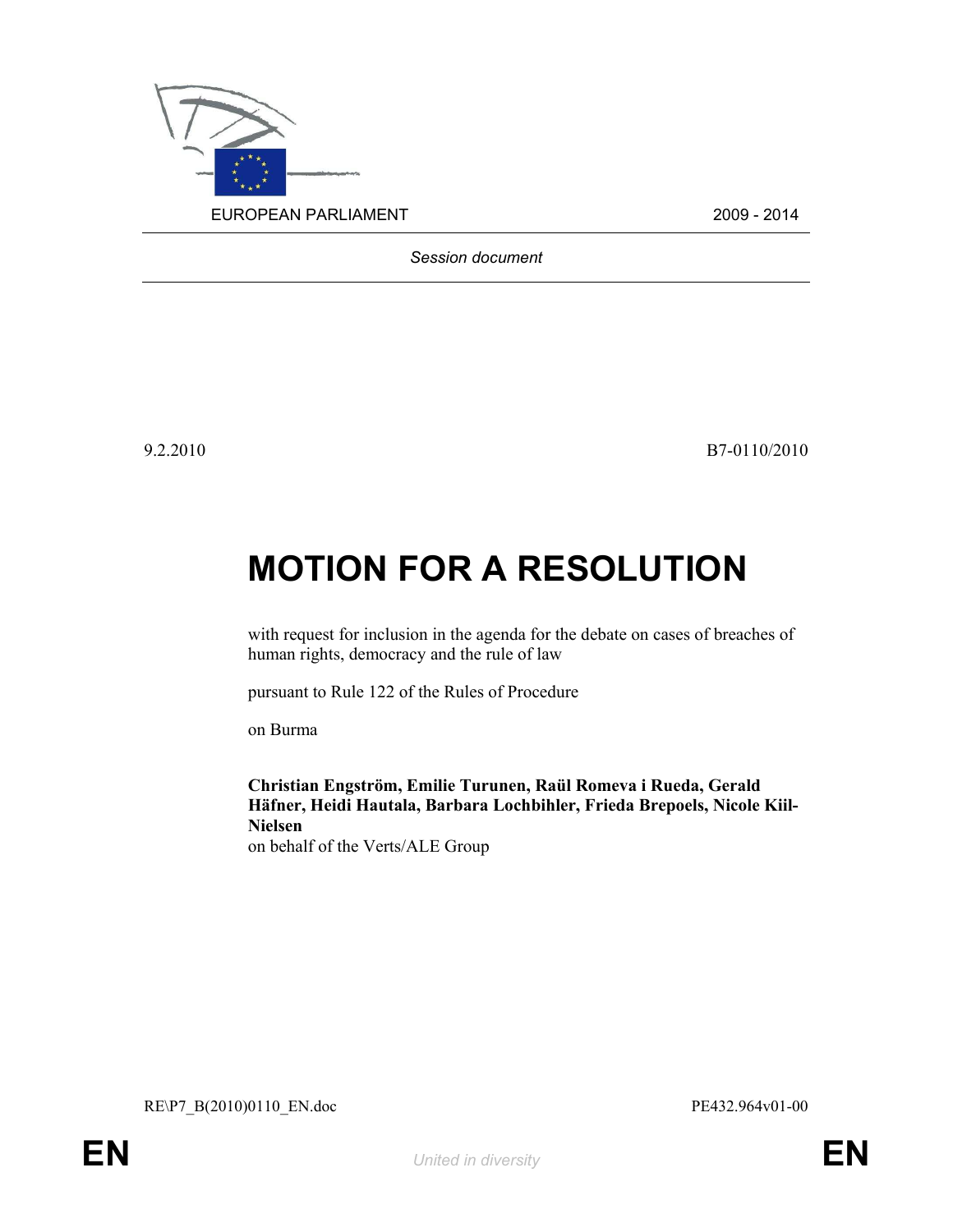EUROPEAN PARLIAMENT 2009 - 2014

*Session document*

9.2.2010 B7-0110/2010

# MOTION FOR A RESOLUTION

with request for inclusion in the agenda for the debate on cases of breaches of human rights, democracy and the rule of law

pursuant to Rule 122 of the Rules of Procedure

on Burma

**Christian Engström, Emilie Turunen, Raül Romeva i Rueda, Gerald Häfner, Heidi Hautala, Barbara Lochbihler, Frieda Brepoels, Nicole Kiil-Nielsen**
on behalf of the Verts/ALE Group

RE\P7_B(2010)0110_EN.doc PE432.964v01-00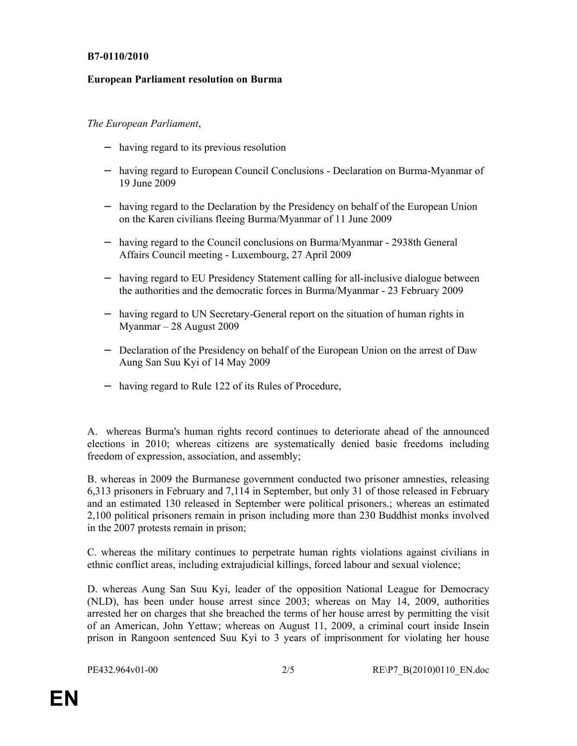**B7-0110/2010**

**European Parliament resolution on Burma**

*The European Parliament*,

- having regard to its previous resolution
- having regard to European Council Conclusions - Declaration on Burma-Myanmar of 19 June 2009
- having regard to the Declaration by the Presidency on behalf of the European Union on the Karen civilians fleeing Burma/Myanmar of 11 June 2009
- having regard to the Council conclusions on Burma/Myanmar - 2938th General Affairs Council meeting - Luxembourg, 27 April 2009
- having regard to EU Presidency Statement calling for all-inclusive dialogue between the authorities and the democratic forces in Burma/Myanmar - 23 February 2009
- having regard to UN Secretary-General report on the situation of human rights in Myanmar – 28 August 2009
- Declaration of the Presidency on behalf of the European Union on the arrest of Daw Aung San Suu Kyi of 14 May 2009
- having regard to Rule 122 of its Rules of Procedure,

A. whereas Burma's human rights record continues to deteriorate ahead of the announced elections in 2010; whereas citizens are systematically denied basic freedoms including freedom of expression, association, and assembly;

B. whereas in 2009 the Burmanese government conducted two prisoner amnesties, releasing 6,313 prisoners in February and 7,114 in September, but only 31 of those released in February and an estimated 130 released in September were political prisoners.; whereas an estimated 2,100 political prisoners remain in prison including more than 230 Buddhist monks involved in the 2007 protests remain in prison;

C. whereas the military continues to perpetrate human rights violations against civilians in ethnic conflict areas, including extrajudicial killings, forced labour and sexual violence;

D. whereas Aung San Suu Kyi, leader of the opposition National League for Democracy (NLD), has been under house arrest since 2003; whereas on May 14, 2009, authorities arrested her on charges that she breached the terms of her house arrest by permitting the visit of an American, John Yettaw; whereas on August 11, 2009, a criminal court inside Insein prison in Rangoon sentenced Suu Kyi to 3 years of imprisonment for violating her house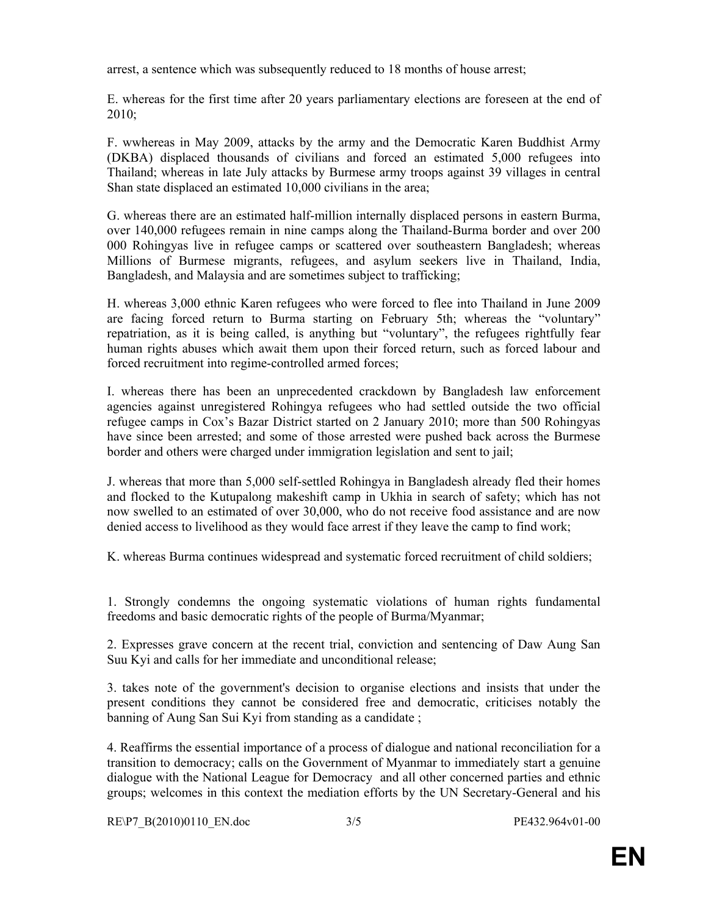arrest, a sentence which was subsequently reduced to 18 months of house arrest;

E. whereas for the first time after 20 years parliamentary elections are foreseen at the end of 2010;

F. wwhereas in May 2009, attacks by the army and the Democratic Karen Buddhist Army (DKBA) displaced thousands of civilians and forced an estimated 5,000 refugees into Thailand; whereas in late July attacks by Burmese army troops against 39 villages in central Shan state displaced an estimated 10,000 civilians in the area;

G. whereas there are an estimated half-million internally displaced persons in eastern Burma, over 140,000 refugees remain in nine camps along the Thailand-Burma border and over 200 000 Rohingyas live in refugee camps or scattered over southeastern Bangladesh; whereas Millions of Burmese migrants, refugees, and asylum seekers live in Thailand, India, Bangladesh, and Malaysia and are sometimes subject to trafficking;

H. whereas 3,000 ethnic Karen refugees who were forced to flee into Thailand in June 2009 are facing forced return to Burma starting on February 5th; whereas the "voluntary" repatriation, as it is being called, is anything but "voluntary", the refugees rightfully fear human rights abuses which await them upon their forced return, such as forced labour and forced recruitment into regime-controlled armed forces;

I. whereas there has been an unprecedented crackdown by Bangladesh law enforcement agencies against unregistered Rohingya refugees who had settled outside the two official refugee camps in Cox's Bazar District started on 2 January 2010; more than 500 Rohingyas have since been arrested; and some of those arrested were pushed back across the Burmese border and others were charged under immigration legislation and sent to jail;

J. whereas that more than 5,000 self-settled Rohingya in Bangladesh already fled their homes and flocked to the Kutupalong makeshift camp in Ukhia in search of safety; which has not now swelled to an estimated of over 30,000, who do not receive food assistance and are now denied access to livelihood as they would face arrest if they leave the camp to find work;

K. whereas Burma continues widespread and systematic forced recruitment of child soldiers;

1. Strongly condemns the ongoing systematic violations of human rights fundamental freedoms and basic democratic rights of the people of Burma/Myanmar;

2. Expresses grave concern at the recent trial, conviction and sentencing of Daw Aung San Suu Kyi and calls for her immediate and unconditional release;

3. takes note of the government's decision to organise elections and insists that under the present conditions they cannot be considered free and democratic, criticises notably the banning of Aung San Sui Kyi from standing as a candidate ;

4. Reaffirms the essential importance of a process of dialogue and national reconciliation for a transition to democracy; calls on the Government of Myanmar to immediately start a genuine dialogue with the National League for Democracy and all other concerned parties and ethnic groups; welcomes in this context the mediation efforts by the UN Secretary-General and his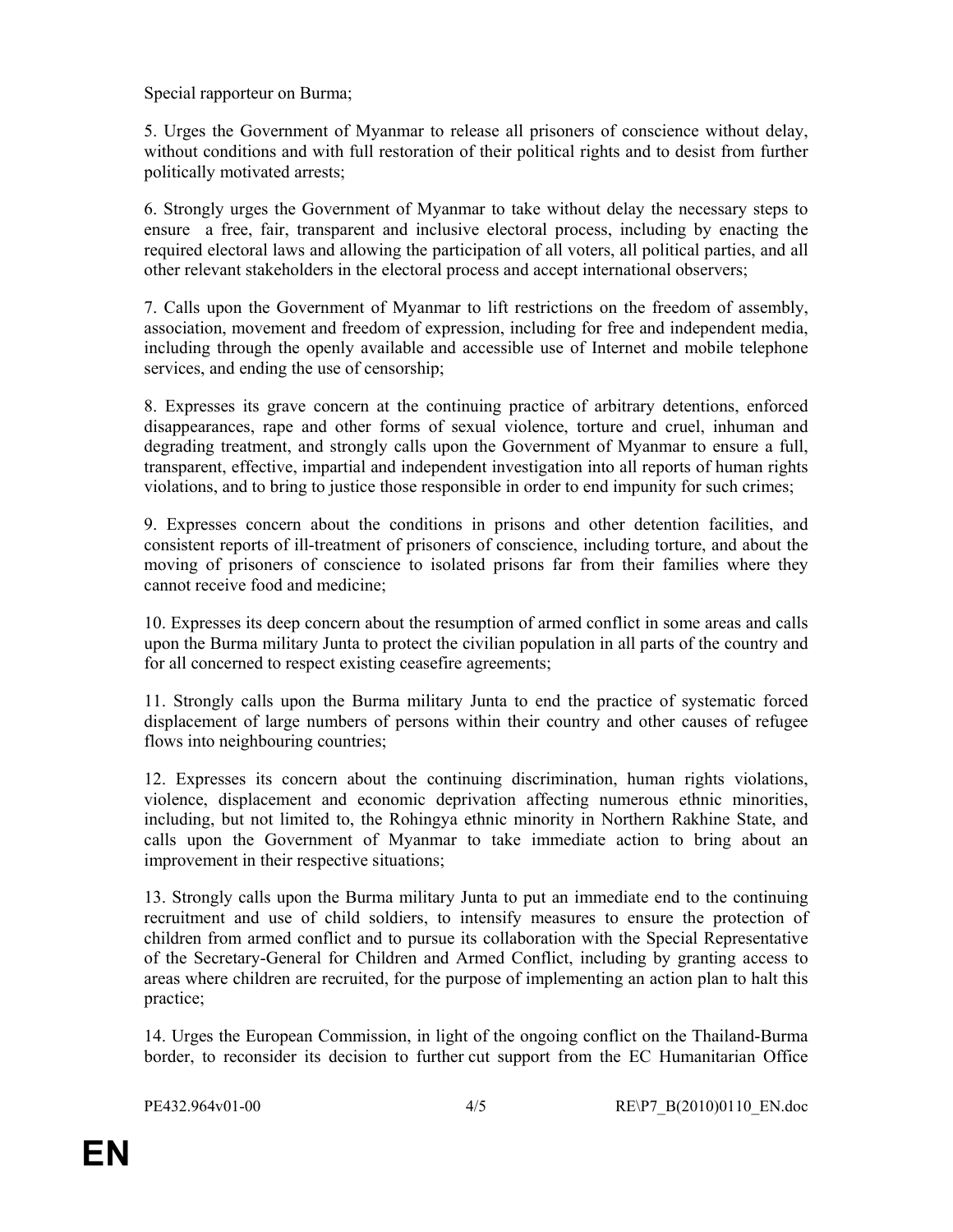Special rapporteur on Burma;

5. Urges the Government of Myanmar to release all prisoners of conscience without delay, without conditions and with full restoration of their political rights and to desist from further politically motivated arrests;

6. Strongly urges the Government of Myanmar to take without delay the necessary steps to ensure a free, fair, transparent and inclusive electoral process, including by enacting the required electoral laws and allowing the participation of all voters, all political parties, and all other relevant stakeholders in the electoral process and accept international observers;

7. Calls upon the Government of Myanmar to lift restrictions on the freedom of assembly, association, movement and freedom of expression, including for free and independent media, including through the openly available and accessible use of Internet and mobile telephone services, and ending the use of censorship;

8. Expresses its grave concern at the continuing practice of arbitrary detentions, enforced disappearances, rape and other forms of sexual violence, torture and cruel, inhuman and degrading treatment, and strongly calls upon the Government of Myanmar to ensure a full, transparent, effective, impartial and independent investigation into all reports of human rights violations, and to bring to justice those responsible in order to end impunity for such crimes;

9. Expresses concern about the conditions in prisons and other detention facilities, and consistent reports of ill-treatment of prisoners of conscience, including torture, and about the moving of prisoners of conscience to isolated prisons far from their families where they cannot receive food and medicine;

10. Expresses its deep concern about the resumption of armed conflict in some areas and calls upon the Burma military Junta to protect the civilian population in all parts of the country and for all concerned to respect existing ceasefire agreements;

11. Strongly calls upon the Burma military Junta to end the practice of systematic forced displacement of large numbers of persons within their country and other causes of refugee flows into neighbouring countries;

12. Expresses its concern about the continuing discrimination, human rights violations, violence, displacement and economic deprivation affecting numerous ethnic minorities, including, but not limited to, the Rohingya ethnic minority in Northern Rakhine State, and calls upon the Government of Myanmar to take immediate action to bring about an improvement in their respective situations;

13. Strongly calls upon the Burma military Junta to put an immediate end to the continuing recruitment and use of child soldiers, to intensify measures to ensure the protection of children from armed conflict and to pursue its collaboration with the Special Representative of the Secretary-General for Children and Armed Conflict, including by granting access to areas where children are recruited, for the purpose of implementing an action plan to halt this practice;

14. Urges the European Commission, in light of the ongoing conflict on the Thailand-Burma border, to reconsider its decision to further cut support from the EC Humanitarian Office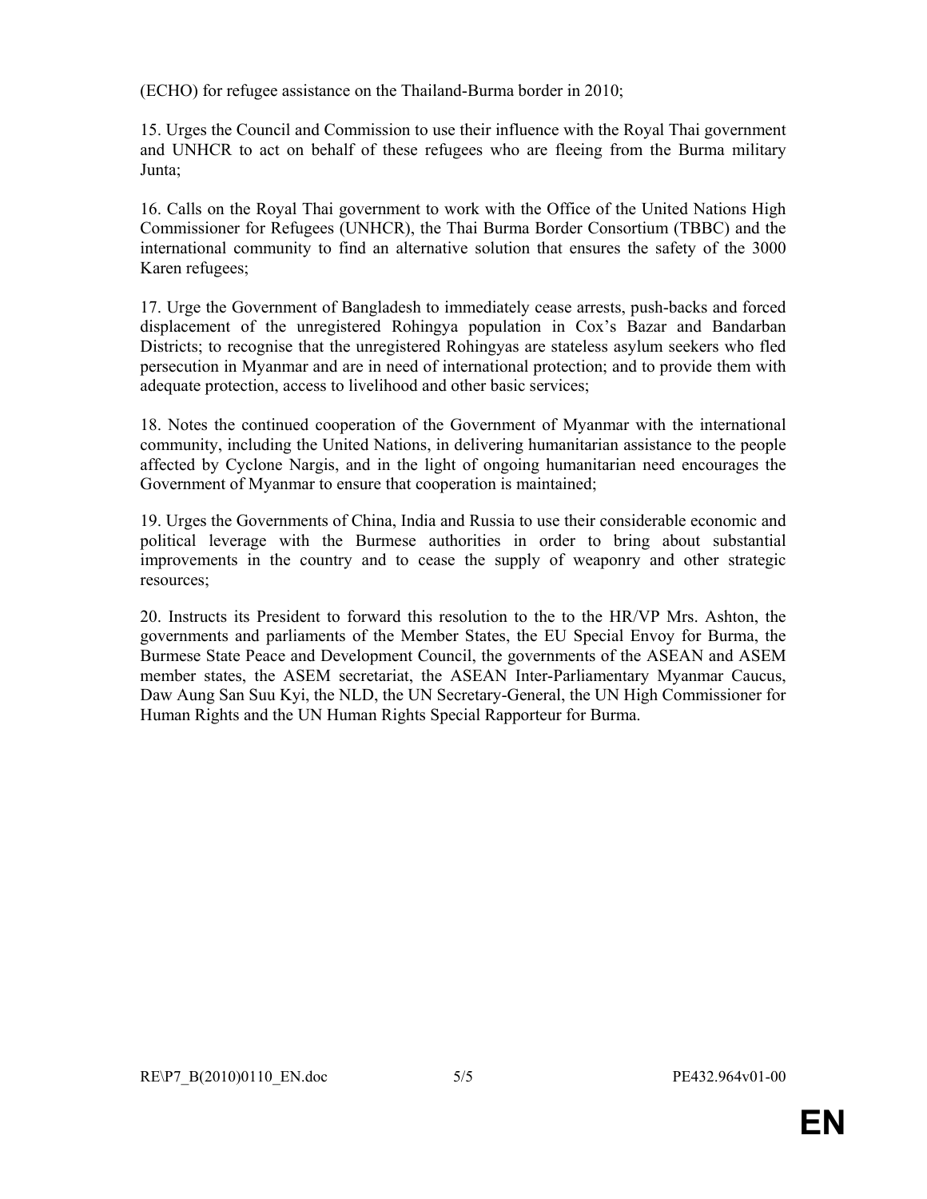(ECHO) for refugee assistance on the Thailand-Burma border in 2010;

15. Urges the Council and Commission to use their influence with the Royal Thai government and UNHCR to act on behalf of these refugees who are fleeing from the Burma military Junta;

16. Calls on the Royal Thai government to work with the Office of the United Nations High Commissioner for Refugees (UNHCR), the Thai Burma Border Consortium (TBBC) and the international community to find an alternative solution that ensures the safety of the 3000 Karen refugees;

17. Urge the Government of Bangladesh to immediately cease arrests, push-backs and forced displacement of the unregistered Rohingya population in Cox's Bazar and Bandarban Districts; to recognise that the unregistered Rohingyas are stateless asylum seekers who fled persecution in Myanmar and are in need of international protection; and to provide them with adequate protection, access to livelihood and other basic services;

18. Notes the continued cooperation of the Government of Myanmar with the international community, including the United Nations, in delivering humanitarian assistance to the people affected by Cyclone Nargis, and in the light of ongoing humanitarian need encourages the Government of Myanmar to ensure that cooperation is maintained;

19. Urges the Governments of China, India and Russia to use their considerable economic and political leverage with the Burmese authorities in order to bring about substantial improvements in the country and to cease the supply of weaponry and other strategic resources;

20. Instructs its President to forward this resolution to the to the HR/VP Mrs. Ashton, the governments and parliaments of the Member States, the EU Special Envoy for Burma, the Burmese State Peace and Development Council, the governments of the ASEAN and ASEM member states, the ASEM secretariat, the ASEAN Inter-Parliamentary Myanmar Caucus, Daw Aung San Suu Kyi, the NLD, the UN Secretary-General, the UN High Commissioner for Human Rights and the UN Human Rights Special Rapporteur for Burma.